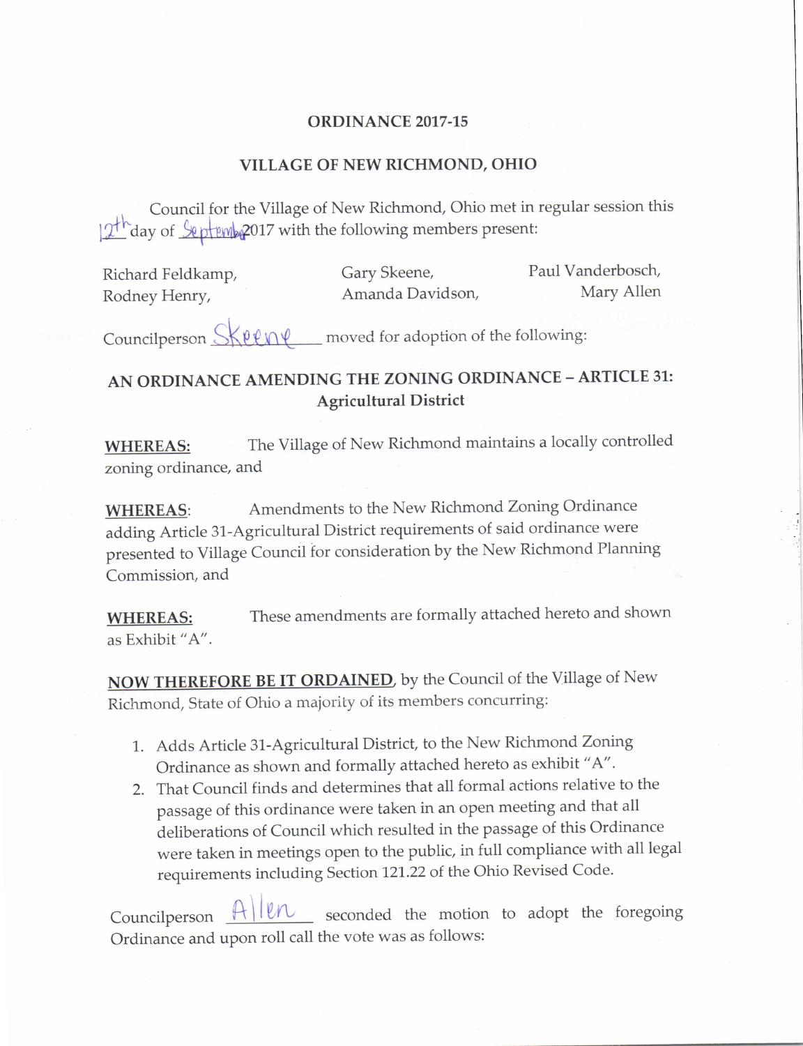**ORDINANCE 2017-15**

**VILLAGE OF NEW RICHMOND, OHIO**

Council for the Village of New Richmond, Ohio met in regular session this 12th day of September 2017 with the following members present:

| | | |
|---|---|---|
| Richard Feldkamp, | Gary Skeene, | Paul Vanderbosch, |
| Rodney Henry, | Amanda Davidson, | Mary Allen |

Councilperson Skeene moved for adoption of the following:

**AN ORDINANCE AMENDING THE ZONING ORDINANCE – ARTICLE 31: Agricultural District**

**WHEREAS:** The Village of New Richmond maintains a locally controlled zoning ordinance, and

**WHEREAS**: Amendments to the New Richmond Zoning Ordinance adding Article 31-Agricultural District requirements of said ordinance were presented to Village Council for consideration by the New Richmond Planning Commission, and

**WHEREAS:** These amendments are formally attached hereto and shown as Exhibit "A".

**NOW THEREFORE BE IT ORDAINED**, by the Council of the Village of New Richmond, State of Ohio a majority of its members concurring:

1. Adds Article 31-Agricultural District, to the New Richmond Zoning Ordinance as shown and formally attached hereto as exhibit "A".
2. That Council finds and determines that all formal actions relative to the passage of this ordinance were taken in an open meeting and that all deliberations of Council which resulted in the passage of this Ordinance were taken in meetings open to the public, in full compliance with all legal requirements including Section 121.22 of the Ohio Revised Code.

Councilperson Allen seconded the motion to adopt the foregoing Ordinance and upon roll call the vote was as follows: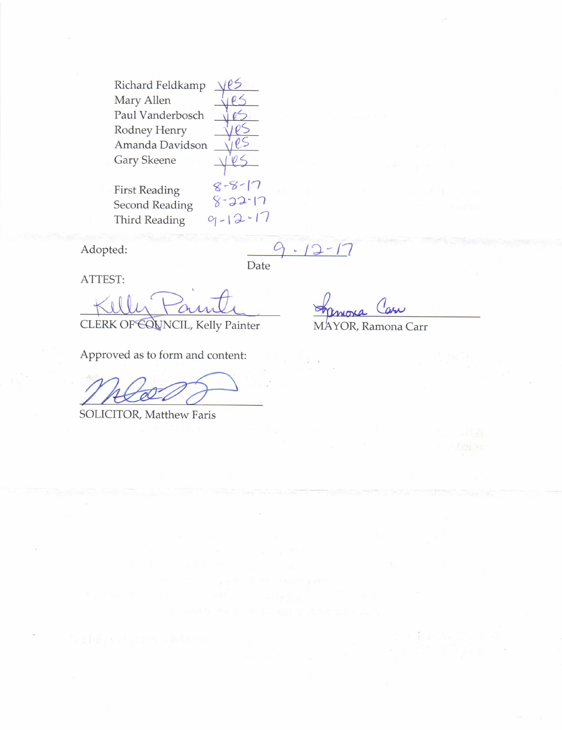| | |
|---|---|
| Richard Feldkamp | yes |
| Mary Allen | yes |
| Paul Vanderbosch | yes |
| Rodney Henry | yes |
| Amanda Davidson | yes |
| Gary Skeene | yes |

| | |
|---|---|
| First Reading | 8-8-17 |
| Second Reading | 8-22-17 |
| Third Reading | 9-12-17 |

Adopted: 9-12-17
Date

ATTEST:

Kelly Painter
CLERK OF COUNCIL, Kelly Painter

Ramona Carr
MAYOR, Ramona Carr

Approved as to form and content:

_______________________
SOLICITOR, Matthew Faris